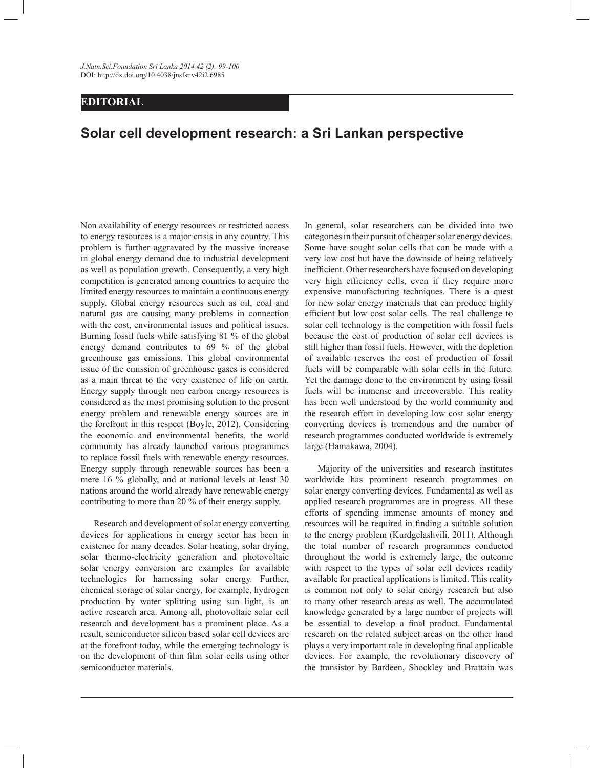EDITORIAL

# Solar cell development research: a Sri Lankan perspective

Non availability of energy resources or restricted access to energy resources is a major crisis in any country. This problem is further aggravated by the massive increase in global energy demand due to industrial development as well as population growth. Consequently, a very high competition is generated among countries to acquire the limited energy resources to maintain a continuous energy supply. Global energy resources such as oil, coal and natural gas are causing many problems in connection with the cost, environmental issues and political issues. Burning fossil fuels while satisfying 81 % of the global energy demand contributes to 69 % of the global greenhouse gas emissions. This global environmental issue of the emission of greenhouse gases is considered as a main threat to the very existence of life on earth. Energy supply through non carbon energy resources is considered as the most promising solution to the present energy problem and renewable energy sources are in the forefront in this respect (Boyle, 2012). Considering the economic and environmental benefits, the world community has already launched various programmes to replace fossil fuels with renewable energy resources. Energy supply through renewable sources has been a mere 16 % globally, and at national levels at least 30 nations around the world already have renewable energy contributing to more than 20 % of their energy supply.

Research and development of solar energy converting devices for applications in energy sector has been in existence for many decades. Solar heating, solar drying, solar thermo-electricity generation and photovoltaic solar energy conversion are examples for available technologies for harnessing solar energy. Further, chemical storage of solar energy, for example, hydrogen production by water splitting using sun light, is an active research area. Among all, photovoltaic solar cell research and development has a prominent place. As a result, semiconductor silicon based solar cell devices are at the forefront today, while the emerging technology is on the development of thin film solar cells using other semiconductor materials.

In general, solar researchers can be divided into two categories in their pursuit of cheaper solar energy devices. Some have sought solar cells that can be made with a very low cost but have the downside of being relatively inefficient. Other researchers have focused on developing very high efficiency cells, even if they require more expensive manufacturing techniques. There is a quest for new solar energy materials that can produce highly efficient but low cost solar cells. The real challenge to solar cell technology is the competition with fossil fuels because the cost of production of solar cell devices is still higher than fossil fuels. However, with the depletion of available reserves the cost of production of fossil fuels will be comparable with solar cells in the future. Yet the damage done to the environment by using fossil fuels will be immense and irrecoverable. This reality has been well understood by the world community and the research effort in developing low cost solar energy converting devices is tremendous and the number of research programmes conducted worldwide is extremely large (Hamakawa, 2004).

Majority of the universities and research institutes worldwide has prominent research programmes on solar energy converting devices. Fundamental as well as applied research programmes are in progress. All these efforts of spending immense amounts of money and resources will be required in finding a suitable solution to the energy problem (Kurdgelashvili, 2011). Although the total number of research programmes conducted throughout the world is extremely large, the outcome with respect to the types of solar cell devices readily available for practical applications is limited. This reality is common not only to solar energy research but also to many other research areas as well. The accumulated knowledge generated by a large number of projects will be essential to develop a final product. Fundamental research on the related subject areas on the other hand plays a very important role in developing final applicable devices. For example, the revolutionary discovery of the transistor by Bardeen, Shockley and Brattain was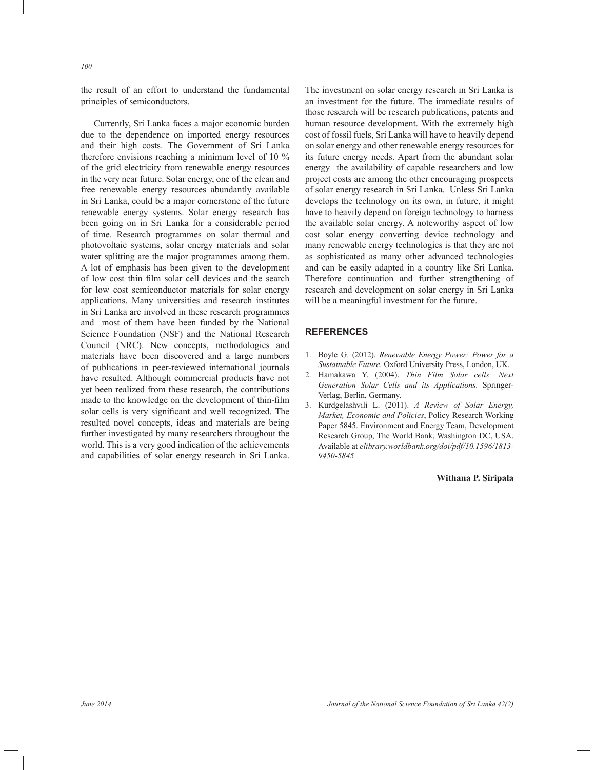the result of an effort to understand the fundamental principles of semiconductors.

Currently, Sri Lanka faces a major economic burden due to the dependence on imported energy resources and their high costs. The Government of Sri Lanka therefore envisions reaching a minimum level of 10 % of the grid electricity from renewable energy resources in the very near future. Solar energy, one of the clean and free renewable energy resources abundantly available in Sri Lanka, could be a major cornerstone of the future renewable energy systems. Solar energy research has been going on in Sri Lanka for a considerable period of time. Research programmes on solar thermal and photovoltaic systems, solar energy materials and solar water splitting are the major programmes among them. A lot of emphasis has been given to the development of low cost thin film solar cell devices and the search for low cost semiconductor materials for solar energy applications. Many universities and research institutes in Sri Lanka are involved in these research programmes and most of them have been funded by the National Science Foundation (NSF) and the National Research Council (NRC). New concepts, methodologies and materials have been discovered and a large numbers of publications in peer-reviewed international journals have resulted. Although commercial products have not yet been realized from these research, the contributions made to the knowledge on the development of thin-film solar cells is very significant and well recognized. The resulted novel concepts, ideas and materials are being further investigated by many researchers throughout the world. This is a very good indication of the achievements and capabilities of solar energy research in Sri Lanka.

The investment on solar energy research in Sri Lanka is an investment for the future. The immediate results of those research will be research publications, patents and human resource development. With the extremely high cost of fossil fuels, Sri Lanka will have to heavily depend on solar energy and other renewable energy resources for its future energy needs. Apart from the abundant solar energy the availability of capable researchers and low project costs are among the other encouraging prospects of solar energy research in Sri Lanka. Unless Sri Lanka develops the technology on its own, in future, it might have to heavily depend on foreign technology to harness the available solar energy. A noteworthy aspect of low cost solar energy converting device technology and many renewable energy technologies is that they are not as sophisticated as many other advanced technologies and can be easily adapted in a country like Sri Lanka. Therefore continuation and further strengthening of research and development on solar energy in Sri Lanka will be a meaningful investment for the future.

## REFERENCES

1. Boyle G. (2012). *Renewable Energy Power: Power for a Sustainable Future*. Oxford University Press, London, UK.
2. Hamakawa Y. (2004). *Thin Film Solar cells: Next Generation Solar Cells and its Applications.* Springer-Verlag, Berlin, Germany.
3. Kurdgelashvili L. (2011). *A Review of Solar Energy, Market, Economic and Policies*, Policy Research Working Paper 5845. Environment and Energy Team, Development Research Group, The World Bank, Washington DC, USA. Available at *elibrary.worldbank.org/doi/pdf/10.1596/1813-9450-5845*

**Withana P. Siripala**